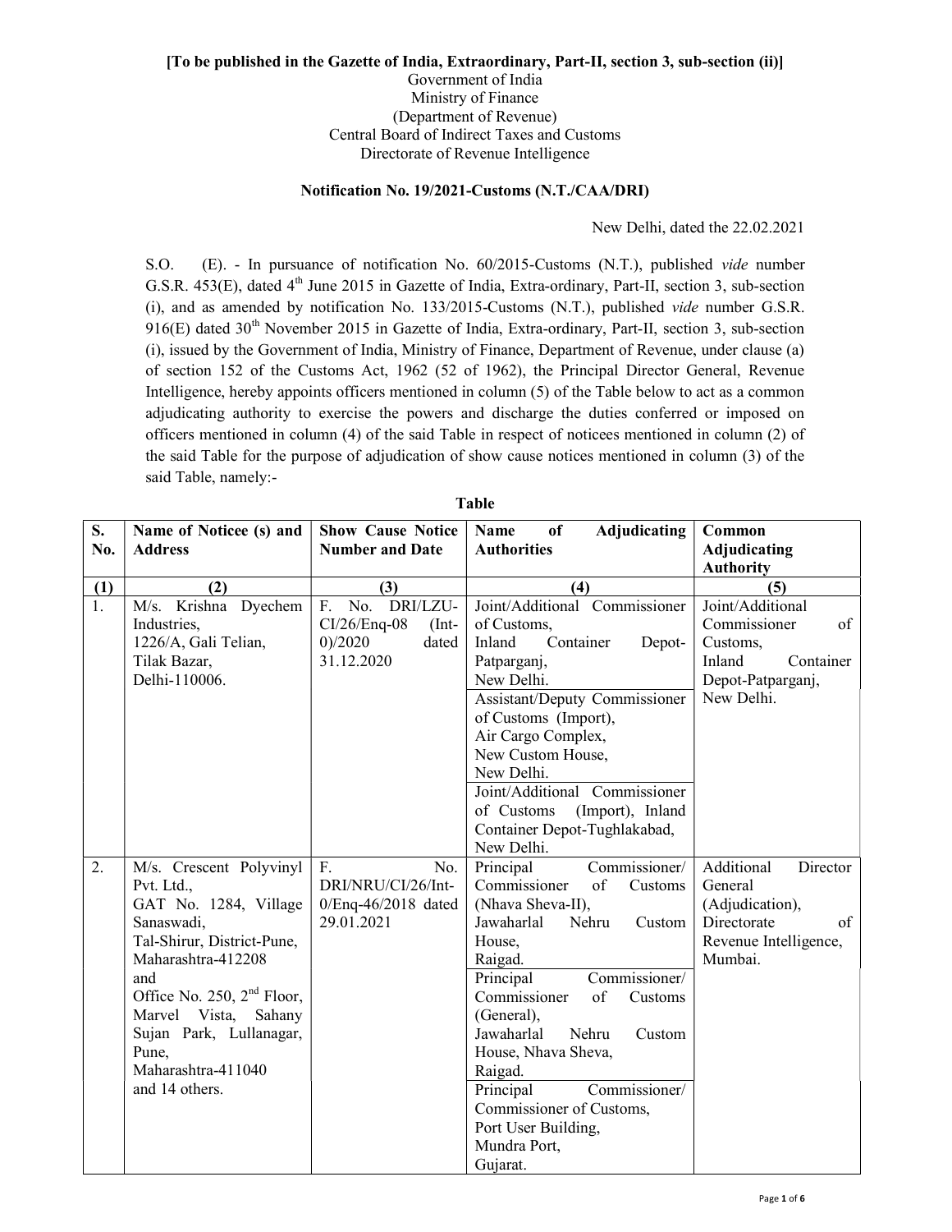**[To be published in the Gazette of India, Extraordinary, Part-II, section 3, sub-section (ii)]**

Government of India
Ministry of Finance
(Department of Revenue)
Central Board of Indirect Taxes and Customs
Directorate of Revenue Intelligence

**Notification No. 19/2021-Customs (N.T./CAA/DRI)**

New Delhi, dated the 22.02.2021

S.O. (E). - In pursuance of notification No. 60/2015-Customs (N.T.), published *vide* number G.S.R. 453(E), dated 4th June 2015 in Gazette of India, Extra-ordinary, Part-II, section 3, sub-section (i), and as amended by notification No. 133/2015-Customs (N.T.), published *vide* number G.S.R. 916(E) dated 30th November 2015 in Gazette of India, Extra-ordinary, Part-II, section 3, sub-section (i), issued by the Government of India, Ministry of Finance, Department of Revenue, under clause (a) of section 152 of the Customs Act, 1962 (52 of 1962), the Principal Director General, Revenue Intelligence, hereby appoints officers mentioned in column (5) of the Table below to act as a common adjudicating authority to exercise the powers and discharge the duties conferred or imposed on officers mentioned in column (4) of the said Table in respect of noticees mentioned in column (2) of the said Table for the purpose of adjudication of show cause notices mentioned in column (3) of the said Table, namely:-

**Table**

| S. No. | Name of Noticee (s) and Address | Show Cause Notice Number and Date | Name of Adjudicating Authorities | Common Adjudicating Authority |
|---|---|---|---|---|
| (1) | (2) | (3) | (4) | (5) |
| 1. | M/s. Krishna Dyechem Industries, 1226/A, Gali Telian, Tilak Bazar, Delhi-110006. | F. No. DRI/LZU-CI/26/Enq-08 (Int-0)/2020 dated 31.12.2020 | Joint/Additional Commissioner of Customs, Inland Container Depot-Patparganj, New Delhi. | Joint/Additional Commissioner of Customs, Inland Container Depot-Patparganj, New Delhi. |
| | | | Assistant/Deputy Commissioner of Customs (Import), Air Cargo Complex, New Custom House, New Delhi. | |
| | | | Joint/Additional Commissioner of Customs (Import), Inland Container Depot-Tughlakabad, New Delhi. | |
| 2. | M/s. Crescent Polyvinyl Pvt. Ltd., GAT No. 1284, Village Sanaswadi, Tal-Shirur, District-Pune, Maharashtra-412208 and Office No. 250, 2nd Floor, Marvel Vista, Sahany Sujan Park, Lullanagar, Pune, Maharashtra-411040 and 14 others. | F. No. DRI/NRU/CI/26/Int-0/Enq-46/2018 dated 29.01.2021 | Principal Commissioner/ Commissioner of Customs (Nhava Sheva-II), Jawaharlal Nehru Custom House, Raigad. | Additional Director General (Adjudication), Directorate of Revenue Intelligence, Mumbai. |
| | | | Principal Commissioner/ Commissioner of Customs (General), Jawaharlal Nehru Custom House, Nhava Sheva, Raigad. | |
| | | | Principal Commissioner/ Commissioner of Customs, Port User Building, Mundra Port, Gujarat. | |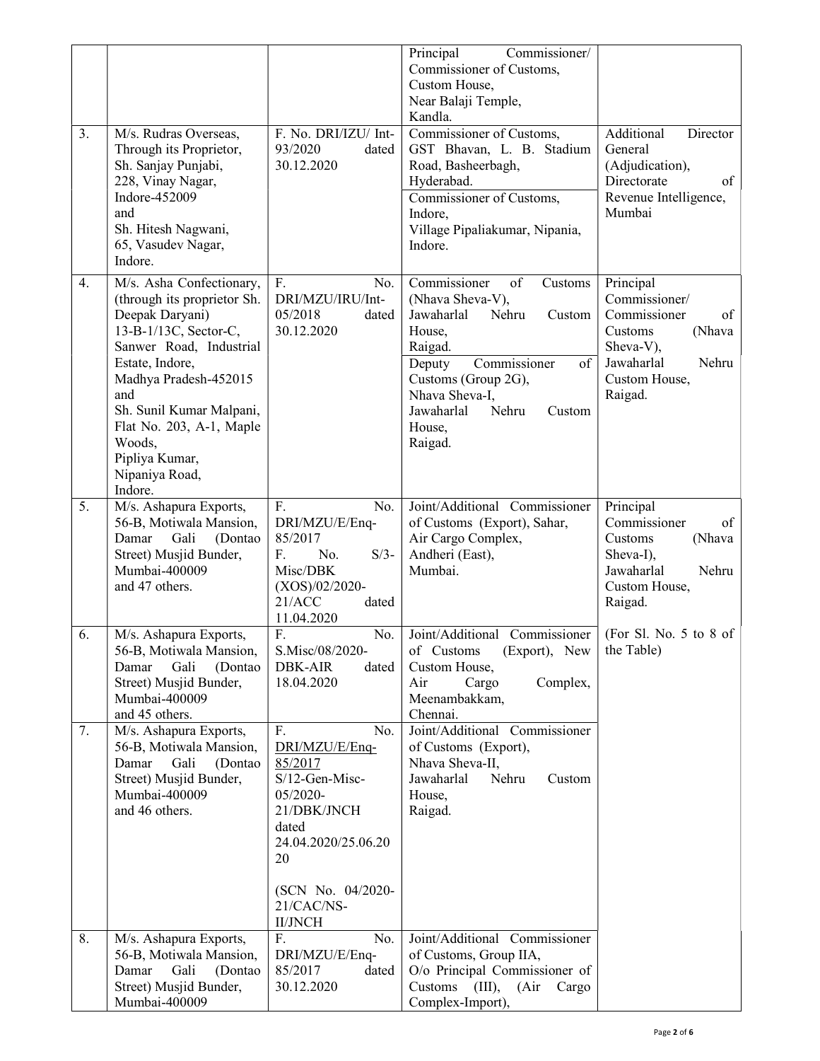| | | | | |
|---|---|---|---|---|
| | | | Principal Commissioner/ Commissioner of Customs, Custom House, Near Balaji Temple, Kandla. | |
| 3. | M/s. Rudras Overseas, Through its Proprietor, Sh. Sanjay Punjabi, 228, Vinay Nagar, Indore-452009 and Sh. Hitesh Nagwani, 65, Vasudev Nagar, Indore. | F. No. DRI/IZU/ Int-93/2020 dated 30.12.2020 | Commissioner of Customs, GST Bhavan, L. B. Stadium Road, Basheerbagh, Hyderabad.<br>Commissioner of Customs, Indore, Village Pipaliakumar, Nipania, Indore. | Additional Director General (Adjudication), Directorate of Revenue Intelligence, Mumbai |
| 4. | M/s. Asha Confectionary, (through its proprietor Sh. Deepak Daryani) 13-B-1/13C, Sector-C, Sanwer Road, Industrial Estate, Indore, Madhya Pradesh-452015 and Sh. Sunil Kumar Malpani, Flat No. 203, A-1, Maple Woods, Pipliya Kumar, Nipaniya Road, Indore. | F. No. DRI/MZU/IRU/Int-05/2018 dated 30.12.2020 | Commissioner of Customs (Nhava Sheva-V), Jawaharlal Nehru Custom House, Raigad.<br>Deputy Commissioner of Customs (Group 2G), Nhava Sheva-I, Jawaharlal Nehru Custom House, Raigad. | Principal Commissioner/ Commissioner of Customs (Nhava Sheva-V), Jawaharlal Nehru Custom House, Raigad. |
| 5. | M/s. Ashapura Exports, 56-B, Motiwala Mansion, Damar Gali (Dontao Street) Musjid Bunder, Mumbai-400009 and 47 others. | F. No. DRI/MZU/E/Enq-85/2017<br>F. No. S/3-Misc/DBK (XOS)/02/2020-21/ACC dated 11.04.2020 | Joint/Additional Commissioner of Customs (Export), Sahar, Air Cargo Complex, Andheri (East), Mumbai. | Principal Commissioner of Customs (Nhava Sheva-I), Jawaharlal Nehru Custom House, Raigad.<br><br>(For Sl. No. 5 to 8 of the Table) |
| 6. | M/s. Ashapura Exports, 56-B, Motiwala Mansion, Damar Gali (Dontao Street) Musjid Bunder, Mumbai-400009 and 45 others. | F. No. S.Misc/08/2020-DBK-AIR dated 18.04.2020 | Joint/Additional Commissioner of Customs (Export), New Custom House, Air Cargo Complex, Meenambakkam, Chennai. | |
| 7. | M/s. Ashapura Exports, 56-B, Motiwala Mansion, Damar Gali (Dontao Street) Musjid Bunder, Mumbai-400009 and 46 others. | F. No. DRI/MZU/E/Enq-85/2017<br>S/12-Gen-Misc-05/2020-21/DBK/JNCH dated 24.04.2020/25.06.2020<br><br>(SCN No. 04/2020-21/CAC/NS-II/JNCH | Joint/Additional Commissioner of Customs (Export), Nhava Sheva-II, Jawaharlal Nehru Custom House, Raigad. | |
| 8. | M/s. Ashapura Exports, 56-B, Motiwala Mansion, Damar Gali (Dontao Street) Musjid Bunder, Mumbai-400009 | F. No. DRI/MZU/E/Enq-85/2017 dated 30.12.2020 | Joint/Additional Commissioner of Customs, Group IIA, O/o Principal Commissioner of Customs (III), (Air Cargo Complex-Import), | |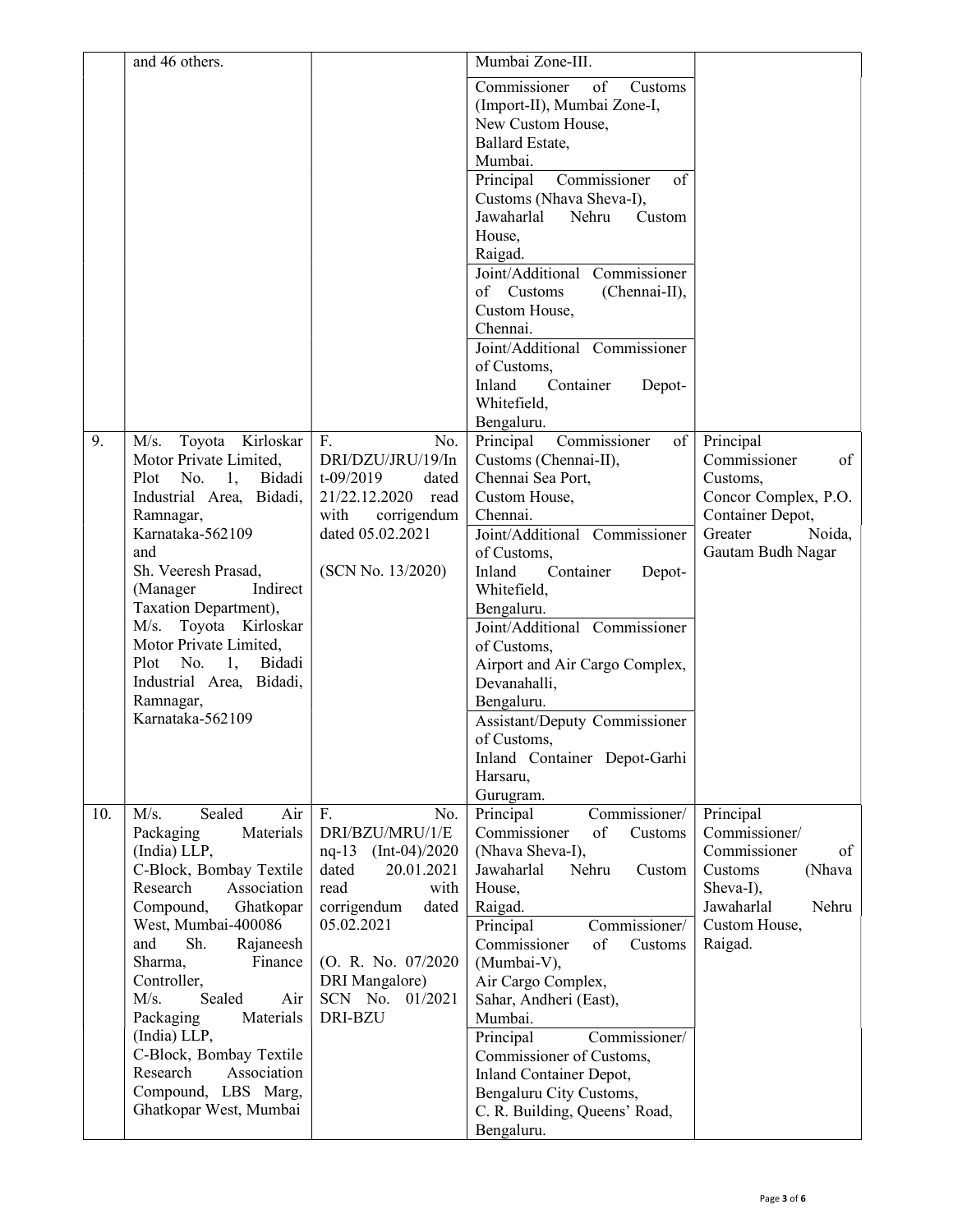| | | | | |
|---|---|---|---|---|
| | and 46 others. | | Mumbai Zone-III.<br>Commissioner of Customs (Import-II), Mumbai Zone-I, New Custom House, Ballard Estate, Mumbai.<br>Principal Commissioner of Customs (Nhava Sheva-I), Jawaharlal Nehru Custom House, Raigad.<br>Joint/Additional Commissioner of Customs (Chennai-II), Custom House, Chennai.<br>Joint/Additional Commissioner of Customs, Inland Container Depot-Whitefield, Bengaluru. | |
| 9. | M/s. Toyota Kirloskar Motor Private Limited, Plot No. 1, Bidadi Industrial Area, Bidadi, Ramnagar, Karnataka-562109<br>and<br>Sh. Veeresh Prasad, (Manager Indirect Taxation Department), M/s. Toyota Kirloskar Motor Private Limited, Plot No. 1, Bidadi Industrial Area, Bidadi, Ramnagar, Karnataka-562109 | F. No. DRI/DZU/JRU/19/Int-09/2019 dated 21/22.12.2020 read with corrigendum dated 05.02.2021<br><br>(SCN No. 13/2020) | Principal Commissioner of Customs (Chennai-II), Chennai Sea Port, Custom House, Chennai.<br>Joint/Additional Commissioner of Customs, Inland Container Depot-Whitefield, Bengaluru.<br>Joint/Additional Commissioner of Customs, Airport and Air Cargo Complex, Devanahalli, Bengaluru.<br>Assistant/Deputy Commissioner of Customs, Inland Container Depot-Garhi Harsaru, Gurugram. | Principal Commissioner of Customs, Concor Complex, P.O. Container Depot, Greater Noida, Gautam Budh Nagar |
| 10. | M/s. Sealed Air Packaging Materials (India) LLP, C-Block, Bombay Textile Research Association Compound, Ghatkopar West, Mumbai-400086<br>and Sh. Rajaneesh Sharma, Finance Controller, M/s. Sealed Air Packaging Materials (India) LLP, C-Block, Bombay Textile Research Association Compound, LBS Marg, Ghatkopar West, Mumbai | F. No. DRI/BZU/MRU/1/Enq-13 (Int-04)/2020 dated 20.01.2021 read with corrigendum dated 05.02.2021<br><br>(O. R. No. 07/2020 DRI Mangalore) SCN No. 01/2021 DRI-BZU | Principal Commissioner/ Commissioner of Customs (Nhava Sheva-I), Jawaharlal Nehru Custom House, Raigad.<br>Principal Commissioner/ Commissioner of Customs (Mumbai-V), Air Cargo Complex, Sahar, Andheri (East), Mumbai.<br>Principal Commissioner/ Commissioner of Customs, Inland Container Depot, Bengaluru City Customs, C. R. Building, Queens' Road, Bengaluru. | Principal Commissioner/ Commissioner of Customs (Nhava Sheva-I), Jawaharlal Nehru Custom House, Raigad. |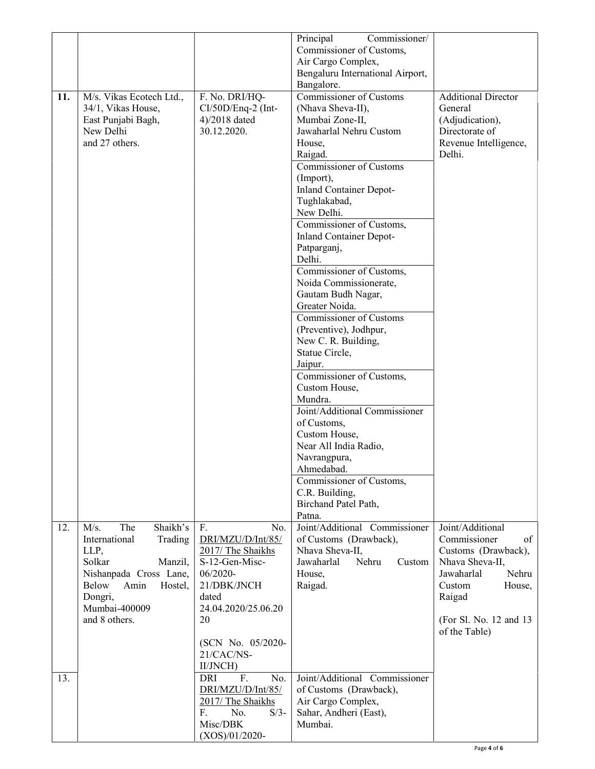| | | | | |
|---|---|---|---|---|
| | | | Principal Commissioner/ Commissioner of Customs, Air Cargo Complex, Bengaluru International Airport, Bangalore. | |
| **11.** | M/s. Vikas Ecotech Ltd., 34/1, Vikas House, East Punjabi Bagh, New Delhi and 27 others. | F. No. DRI/HQ-CI/50D/Enq-2 (Int-4)/2018 dated 30.12.2020. | Commissioner of Customs (Nhava Sheva-II), Mumbai Zone-II, Jawaharlal Nehru Custom House, Raigad. | Additional Director General (Adjudication), Directorate of Revenue Intelligence, Delhi. |
| | | | Commissioner of Customs (Import), Inland Container Depot-Tughlakabad, New Delhi. | |
| | | | Commissioner of Customs, Inland Container Depot-Patparganj, Delhi. | |
| | | | Commissioner of Customs, Noida Commissionerate, Gautam Budh Nagar, Greater Noida. | |
| | | | Commissioner of Customs (Preventive), Jodhpur, New C. R. Building, Statue Circle, Jaipur. | |
| | | | Commissioner of Customs, Custom House, Mundra. | |
| | | | Joint/Additional Commissioner of Customs, Custom House, Near All India Radio, Navrangpura, Ahmedabad. | |
| | | | Commissioner of Customs, C.R. Building, Birchand Patel Path, Patna. | |
| 12. | M/s. The Shaikh's International Trading LLP, Solkar Manzil, Nishanpada Cross Lane, Below Amin Hostel, Dongri, Mumbai-400009 and 8 others. | F. No. DRI/MZU/D/Int/85/2017/ The Shaikhs S-12-Gen-Misc-06/2020-21/DBK/JNCH dated 24.04.2020/25.06.2020 (SCN No. 05/2020-21/CAC/NS-II/JNCH) | Joint/Additional Commissioner of Customs (Drawback), Nhava Sheva-II, Jawaharlal Nehru Custom House, Raigad. | Joint/Additional Commissioner of Customs (Drawback), Nhava Sheva-II, Jawaharlal Nehru Custom House, Raigad (For Sl. No. 12 and 13 of the Table) |
| 13. | | DRI F. No. DRI/MZU/D/Int/85/2017/ The Shaikhs F. No. S/3-Misc/DBK (XOS)/01/2020- | Joint/Additional Commissioner of Customs (Drawback), Air Cargo Complex, Sahar, Andheri (East), Mumbai. | |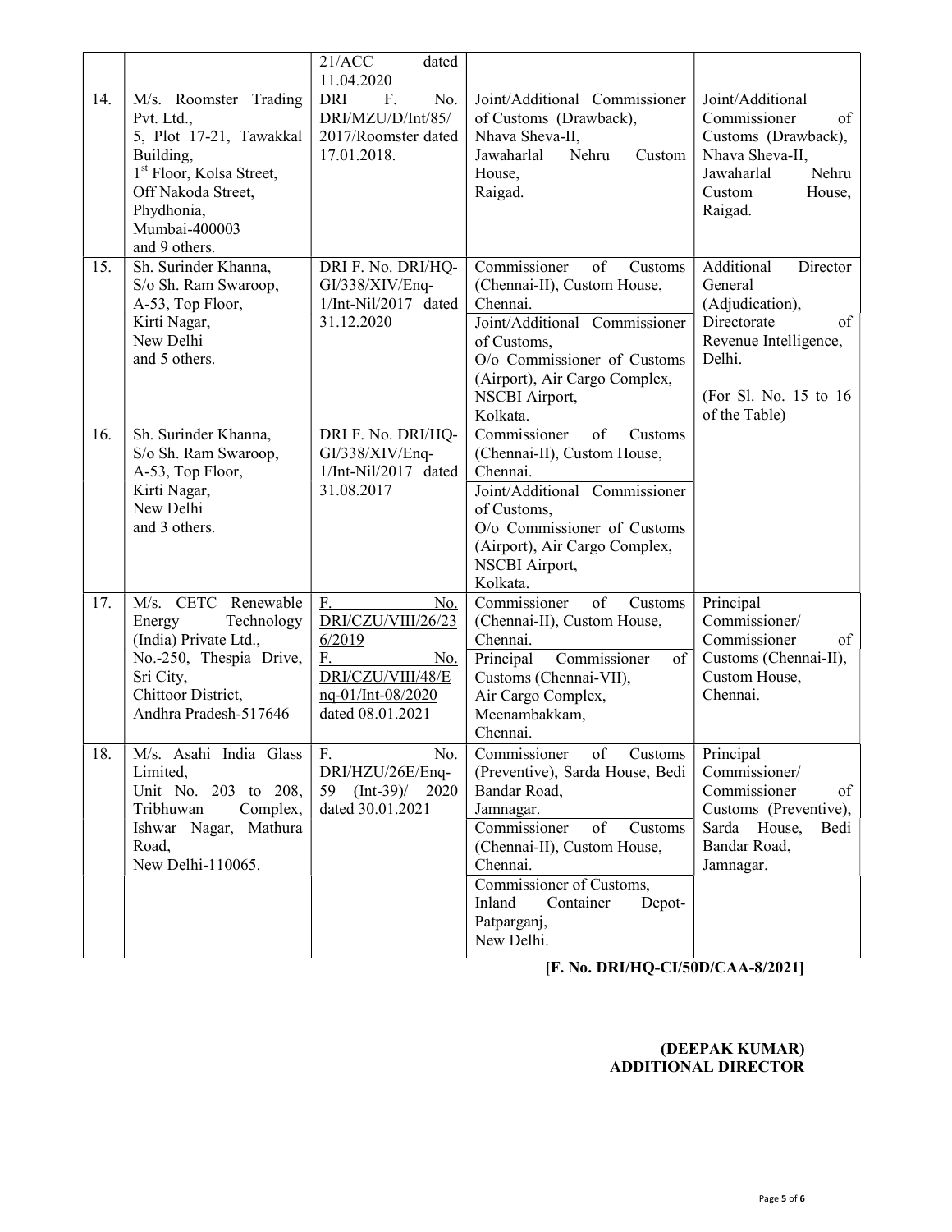| | | 21/ACC dated 11.04.2020 | | |
|---|---|---|---|---|
| 14. | M/s. Roomster Trading Pvt. Ltd., 5, Plot 17-21, Tawakkal Building, 1st Floor, Kolsa Street, Off Nakoda Street, Phydhonia, Mumbai-400003 and 9 others. | DRI F. No. DRI/MZU/D/Int/85/2017/Roomster dated 17.01.2018. | Joint/Additional Commissioner of Customs (Drawback), Nhava Sheva-II, Jawaharlal Nehru Custom House, Raigad. | Joint/Additional Commissioner of Customs (Drawback), Nhava Sheva-II, Jawaharlal Nehru Custom House, Raigad. |
| 15. | Sh. Surinder Khanna, S/o Sh. Ram Swaroop, A-53, Top Floor, Kirti Nagar, New Delhi and 5 others. | DRI F. No. DRI/HQ-GI/338/XIV/Enq-1/Int-Nil/2017 dated 31.12.2020 | Commissioner of Customs (Chennai-II), Custom House, Chennai.<br>Joint/Additional Commissioner of Customs, O/o Commissioner of Customs (Airport), Air Cargo Complex, NSCBI Airport, Kolkata. | Additional Director General (Adjudication), Directorate of Revenue Intelligence, Delhi.<br><br>(For Sl. No. 15 to 16 of the Table) |
| 16. | Sh. Surinder Khanna, S/o Sh. Ram Swaroop, A-53, Top Floor, Kirti Nagar, New Delhi and 3 others. | DRI F. No. DRI/HQ-GI/338/XIV/Enq-1/Int-Nil/2017 dated 31.08.2017 | Commissioner of Customs (Chennai-II), Custom House, Chennai.<br>Joint/Additional Commissioner of Customs, O/o Commissioner of Customs (Airport), Air Cargo Complex, NSCBI Airport, Kolkata. | |
| 17. | M/s. CETC Renewable Energy Technology (India) Private Ltd., No.-250, Thespia Drive, Sri City, Chittoor District, Andhra Pradesh-517646 | F. No. DRI/CZU/VIII/26/236/2019<br>F. No. DRI/CZU/VIII/48/Enq-01/Int-08/2020 dated 08.01.2021 | Commissioner of Customs (Chennai-II), Custom House, Chennai.<br>Principal Commissioner of Customs (Chennai-VII), Air Cargo Complex, Meenambakkam, Chennai. | Principal Commissioner/ Commissioner of Customs (Chennai-II), Custom House, Chennai. |
| 18. | M/s. Asahi India Glass Limited, Unit No. 203 to 208, Tribhuwan Complex, Ishwar Nagar, Mathura Road, New Delhi-110065. | F. No. DRI/HZU/26E/Enq-59 (Int-39)/ 2020 dated 30.01.2021 | Commissioner of Customs (Preventive), Sarda House, Bedi Bandar Road, Jamnagar.<br>Commissioner of Customs (Chennai-II), Custom House, Chennai.<br>Commissioner of Customs, Inland Container Depot-Patparganj, New Delhi. | Principal Commissioner/ Commissioner of Customs (Preventive), Sarda House, Bedi Bandar Road, Jamnagar. |

**[F. No. DRI/HQ-CI/50D/CAA-8/2021]**

**(DEEPAK KUMAR)**
**ADDITIONAL DIRECTOR**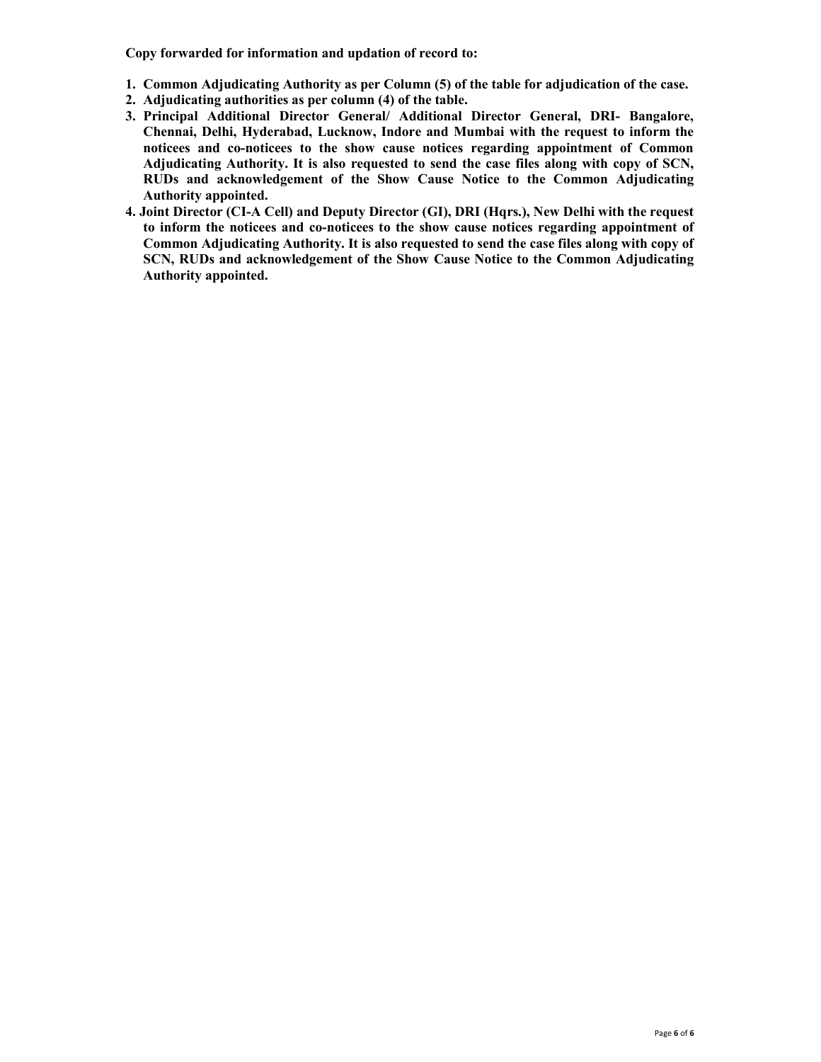**Copy forwarded for information and updation of record to:**

1. **Common Adjudicating Authority as per Column (5) of the table for adjudication of the case.**
2. **Adjudicating authorities as per column (4) of the table.**
3. **Principal Additional Director General/ Additional Director General, DRI- Bangalore, Chennai, Delhi, Hyderabad, Lucknow, Indore and Mumbai with the request to inform the noticees and co-noticees to the show cause notices regarding appointment of Common Adjudicating Authority. It is also requested to send the case files along with copy of SCN, RUDs and acknowledgement of the Show Cause Notice to the Common Adjudicating Authority appointed.**
4. **Joint Director (CI-A Cell) and Deputy Director (GI), DRI (Hqrs.), New Delhi with the request to inform the noticees and co-noticees to the show cause notices regarding appointment of Common Adjudicating Authority. It is also requested to send the case files along with copy of SCN, RUDs and acknowledgement of the Show Cause Notice to the Common Adjudicating Authority appointed.**